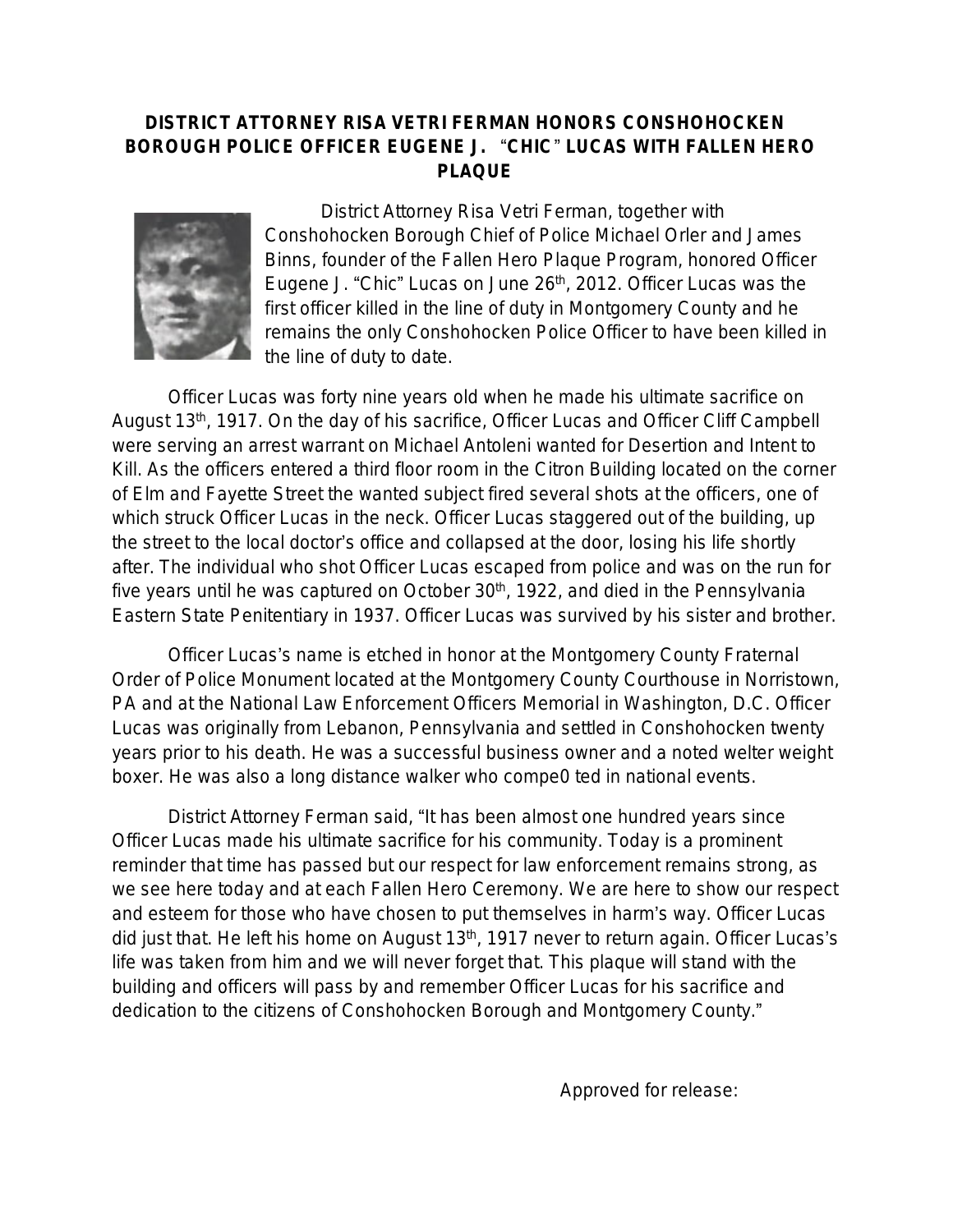**DISTRICT ATTORNEY RISA VETRI FERMAN HONORS CONSHOHOCKEN BOROUGH POLICE OFFICER EUGENE J. "CHIC" LUCAS WITH FALLEN HERO PLAQUE**

District Attorney Risa Vetri Ferman, together with Conshohocken Borough Chief of Police Michael Orler and James Binns, founder of the Fallen Hero Plaque Program, honored Officer Eugene J. "Chic" Lucas on June 26th, 2012. Officer Lucas was the first officer killed in the line of duty in Montgomery County and he remains the only Conshohocken Police Officer to have been killed in the line of duty to date.

Officer Lucas was forty nine years old when he made his ultimate sacrifice on August 13th, 1917. On the day of his sacrifice, Officer Lucas and Officer Cliff Campbell were serving an arrest warrant on Michael Antoleni wanted for Desertion and Intent to Kill. As the officers entered a third floor room in the Citron Building located on the corner of Elm and Fayette Street the wanted subject fired several shots at the officers, one of which struck Officer Lucas in the neck. Officer Lucas staggered out of the building, up the street to the local doctor's office and collapsed at the door, losing his life shortly after. The individual who shot Officer Lucas escaped from police and was on the run for five years until he was captured on October 30th, 1922, and died in the Pennsylvania Eastern State Penitentiary in 1937. Officer Lucas was survived by his sister and brother.

Officer Lucas's name is etched in honor at the Montgomery County Fraternal Order of Police Monument located at the Montgomery County Courthouse in Norristown, PA and at the National Law Enforcement Officers Memorial in Washington, D.C. Officer Lucas was originally from Lebanon, Pennsylvania and settled in Conshohocken twenty years prior to his death. He was a successful business owner and a noted welter weight boxer. He was also a long distance walker who compe0 ted in national events.

District Attorney Ferman said, "It has been almost one hundred years since Officer Lucas made his ultimate sacrifice for his community. Today is a prominent reminder that time has passed but our respect for law enforcement remains strong, as we see here today and at each Fallen Hero Ceremony. We are here to show our respect and esteem for those who have chosen to put themselves in harm's way. Officer Lucas did just that. He left his home on August 13th, 1917 never to return again. Officer Lucas's life was taken from him and we will never forget that. This plaque will stand with the building and officers will pass by and remember Officer Lucas for his sacrifice and dedication to the citizens of Conshohocken Borough and Montgomery County."

Approved for release: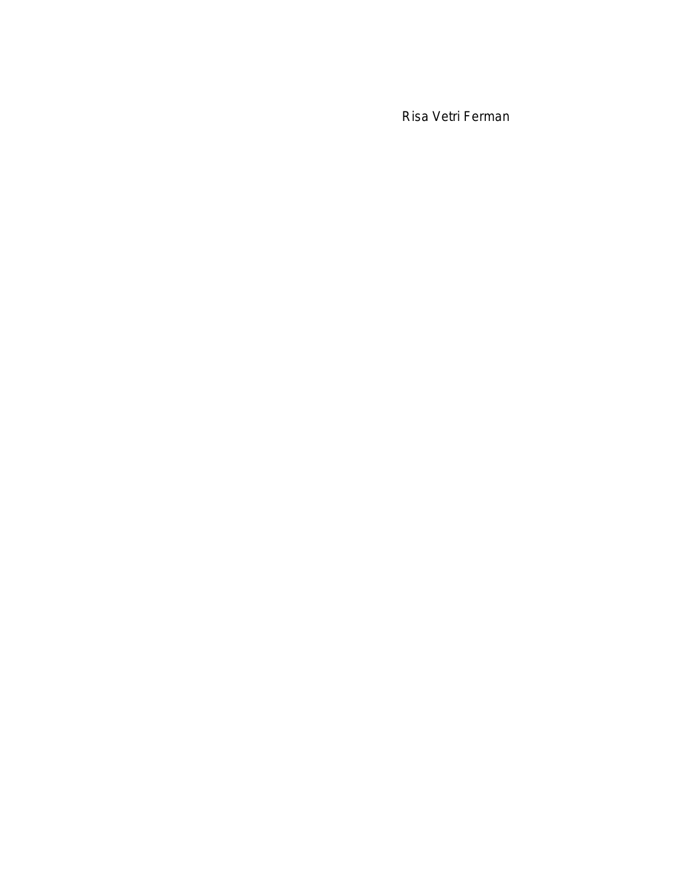Risa Vetri Ferman